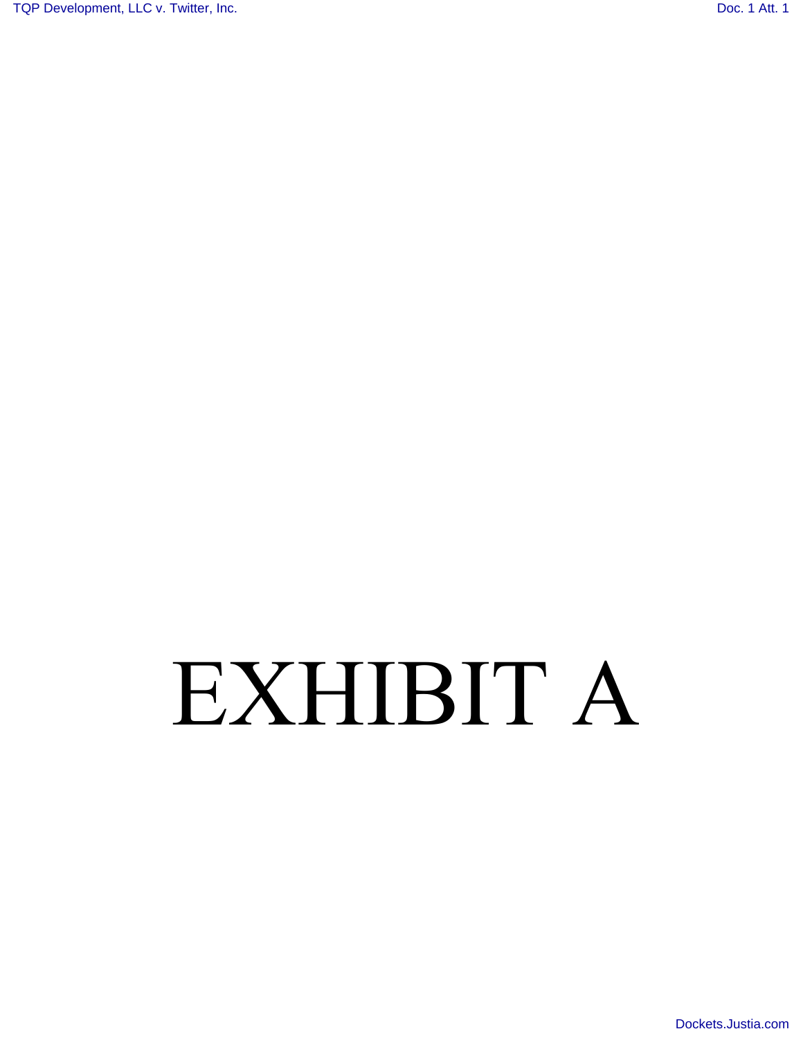# EXHIBIT A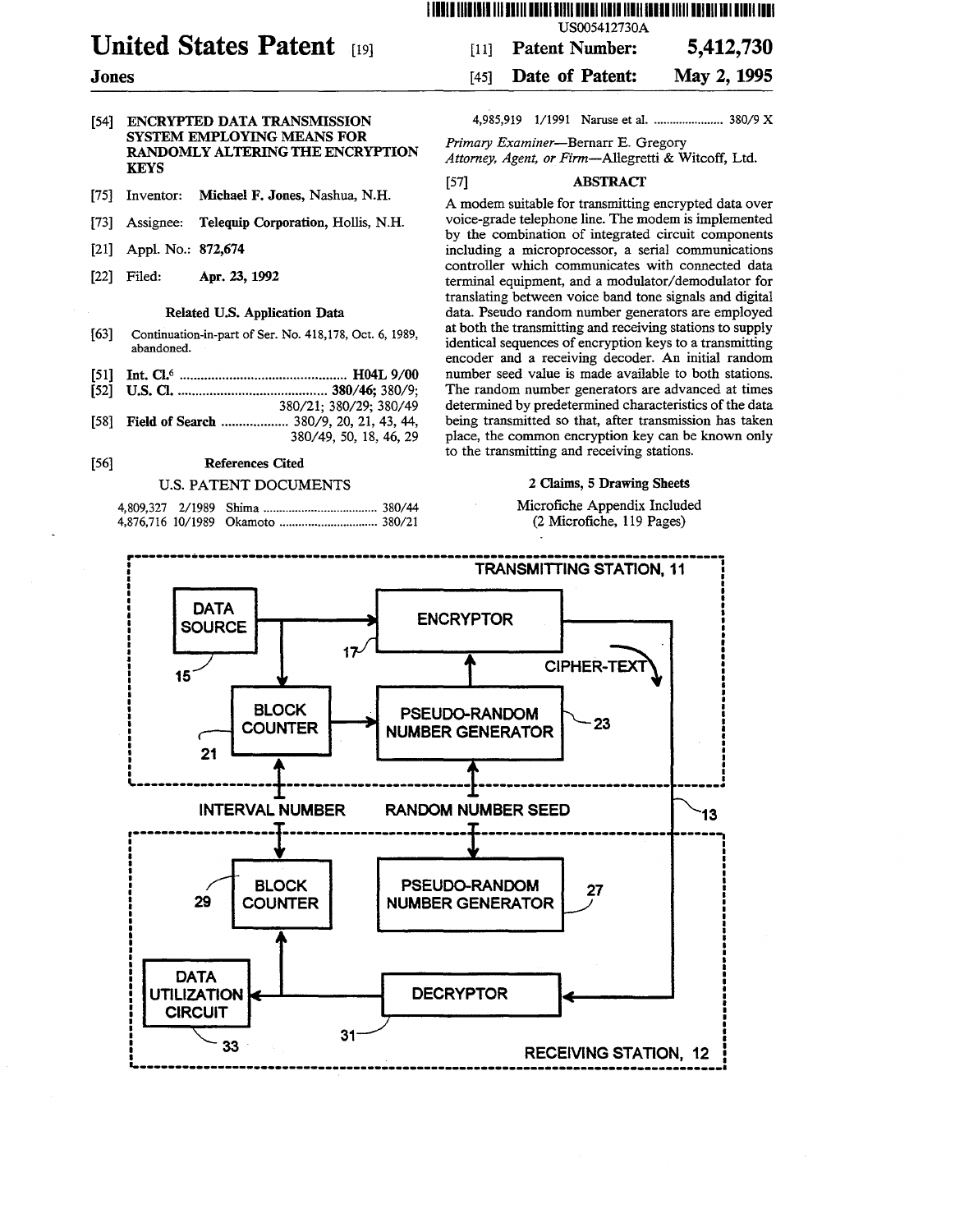# United States Patent [19]

**Jones**

[11] **Patent Number: 5,412,730**

[45] **Date of Patent: May 2, 1995**

US005412730A

[54] **ENCRYPTED DATA TRANSMISSION SYSTEM EMPLOYING MEANS FOR RANDOMLY ALTERING THE ENCRYPTION KEYS**

[75] Inventor: **Michael F. Jones**, Nashua, N.H.

[73] Assignee: **Telequip Corporation**, Hollis, N.H.

[21] Appl. No.: **872,674**

[22] Filed: **Apr. 23, 1992**

### Related U.S. Application Data

[63] Continuation-in-part of Ser. No. 418,178, Oct. 6, 1989, abandoned.

[51] Int. Cl.[6] .......... **H04L 9/00**

[52] U.S. Cl. .......... **380/46**; 380/9; 380/21; 380/29; 380/49

[58] Field of Search .......... 380/9, 20, 21, 43, 44, 380/49, 50, 18, 46, 29

[56] **References Cited**

U.S. PATENT DOCUMENTS

4,809,327 2/1989 Shima .......... 380/44
4,876,716 10/1989 Okamoto .......... 380/21
4,985,919 1/1991 Naruse et al. .......... 380/9 X

*Primary Examiner*—Bernarr E. Gregory
*Attorney, Agent, or Firm*—Allegretti & Witcoff, Ltd.

[57] **ABSTRACT**

A modem suitable for transmitting encrypted data over voice-grade telephone line. The modem is implemented by the combination of integrated circuit components including a microprocessor, a serial communications controller which communicates with connected data terminal equipment, and a modulator/demodulator for translating between voice band tone signals and digital data. Pseudo random number generators are employed at both the transmitting and receiving stations to supply identical sequences of encryption keys to a transmitting encoder and a receiving decoder. An initial random number seed value is made available to both stations. The random number generators are advanced at times determined by predetermined characteristics of the data being transmitted so that, after transmission has taken place, the common encryption key can be known only to the transmitting and receiving stations.

**2 Claims, 5 Drawing Sheets**

Microfiche Appendix Included
(2 Microfiche, 119 Pages)

TRANSMITTING STATION, 11 — DATA SOURCE 15; ENCRYPTOR 17; CIPHER-TEXT; BLOCK COUNTER 21; PSEUDO-RANDOM NUMBER GENERATOR 23; INTERVAL NUMBER; RANDOM NUMBER SEED; 13; BLOCK COUNTER 29; PSEUDO-RANDOM NUMBER GENERATOR 27; DATA UTILIZATION CIRCUIT 33; DECRYPTOR 31; RECEIVING STATION, 12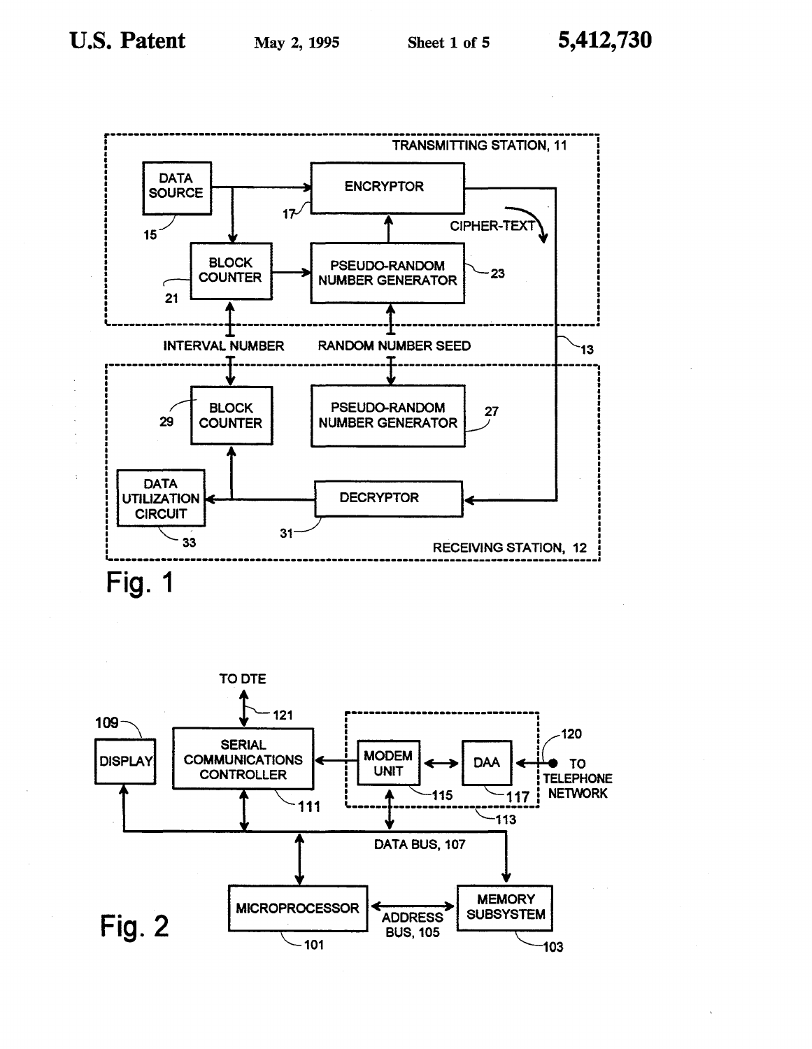Fig. 1

TRANSMITTING STATION, 11

DATA SOURCE 15

ENCRYPTOR 17

CIPHER-TEXT

BLOCK COUNTER 21

PSEUDO-RANDOM NUMBER GENERATOR 23

INTERVAL NUMBER

RANDOM NUMBER SEED

13

BLOCK COUNTER 29

PSEUDO-RANDOM NUMBER GENERATOR 27

DATA UTILIZATION CIRCUIT 33

DECRYPTOR 31

RECEIVING STATION, 12

Fig. 2

TO DTE

121

109

DISPLAY

SERIAL COMMUNICATIONS CONTROLLER 111

MODEM UNIT 115

DAA 117

120

TO TELEPHONE NETWORK

113

DATA BUS, 107

MICROPROCESSOR 101

ADDRESS BUS, 105

MEMORY SUBSYSTEM 103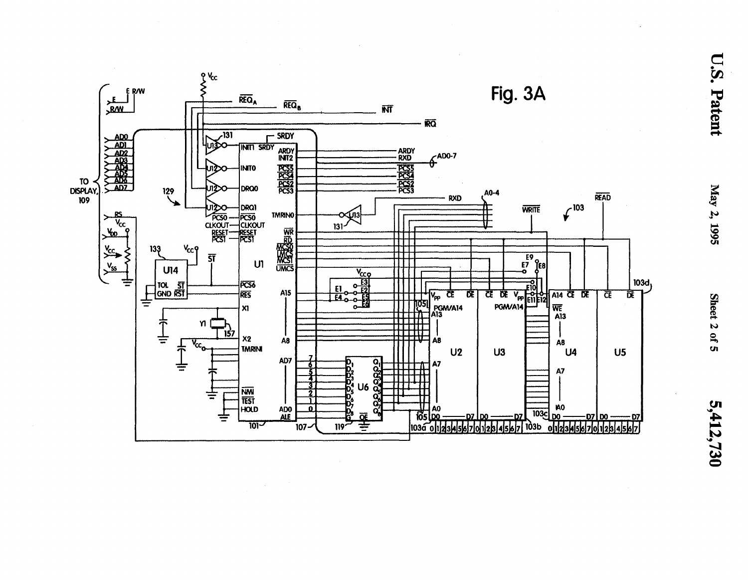Fig. 3A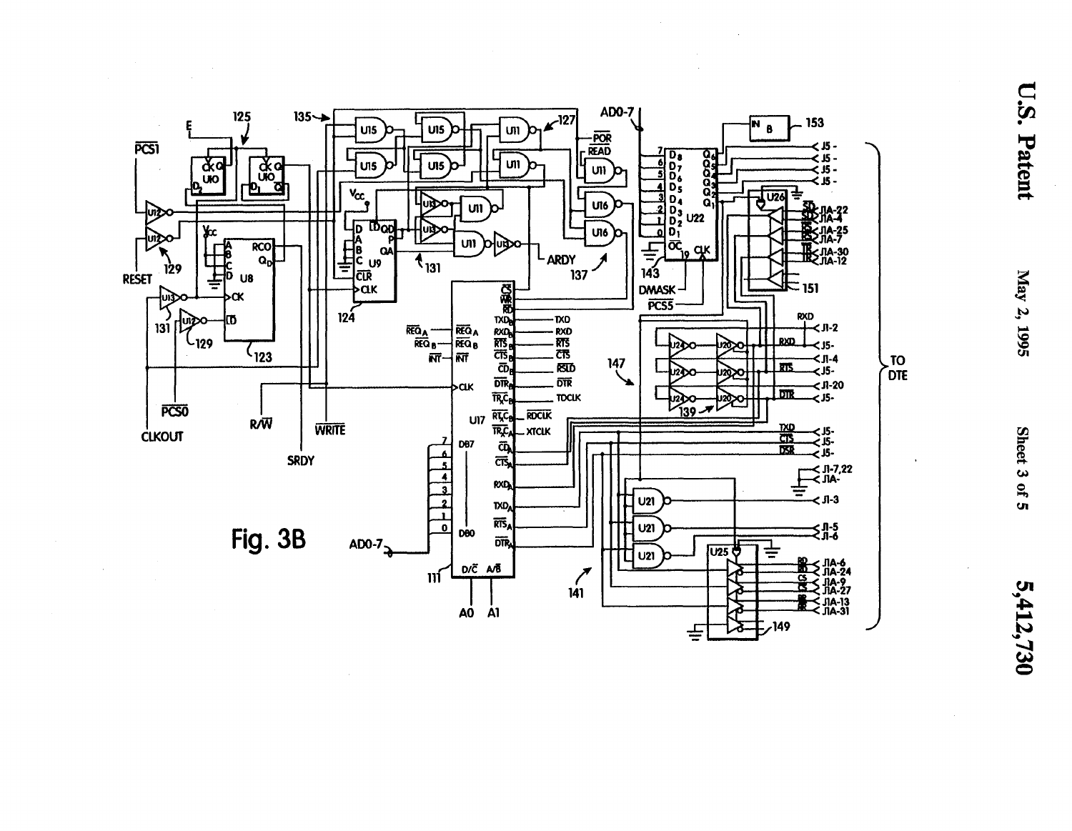Fig. 3B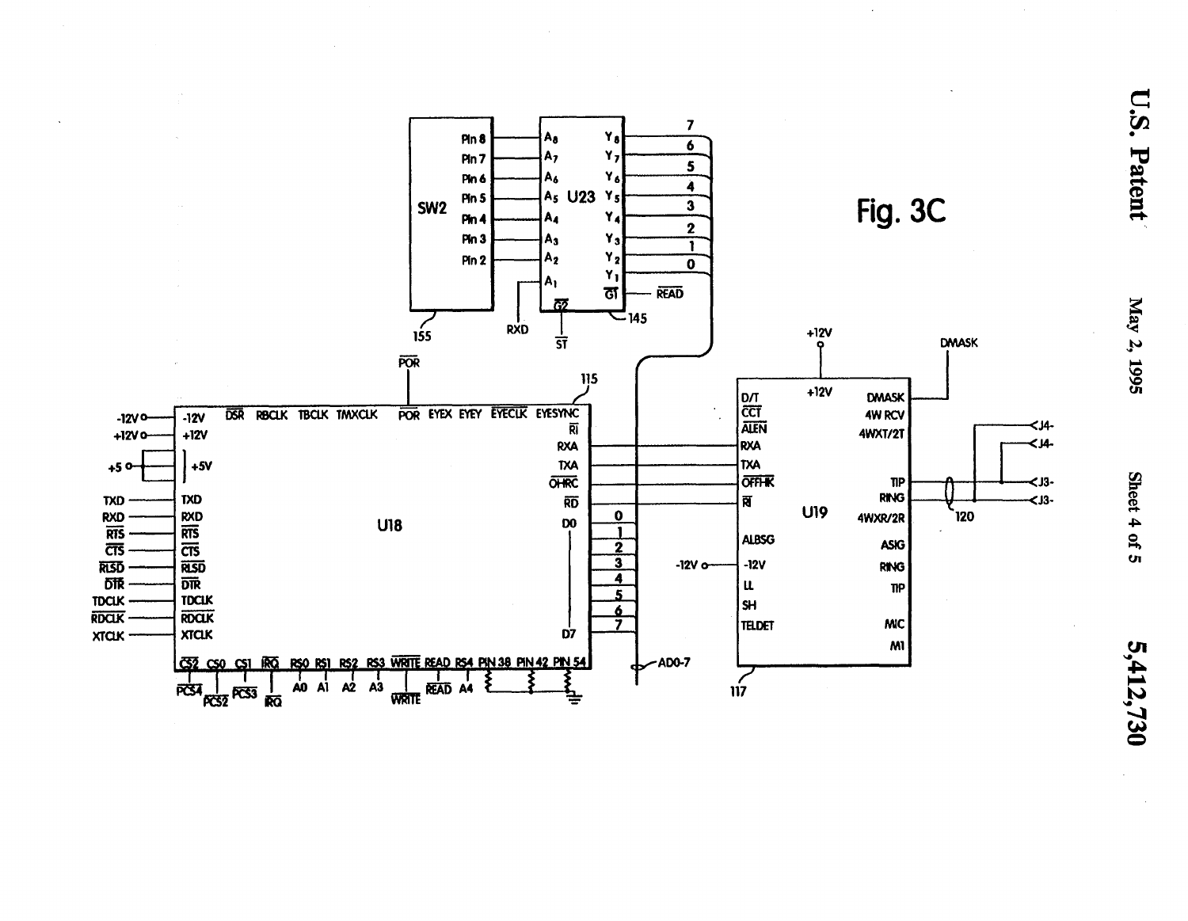Fig. 3C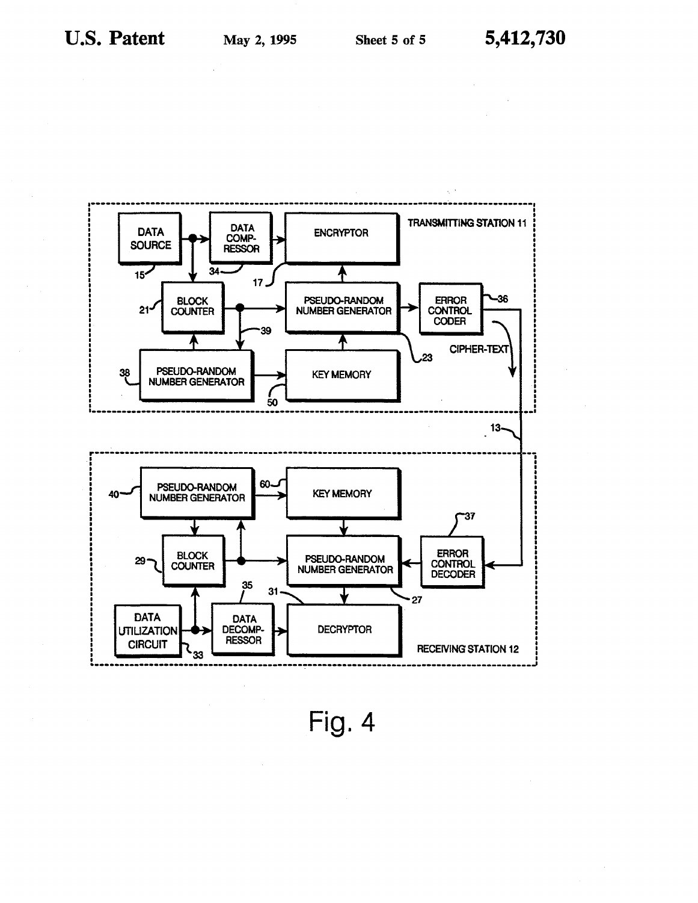Fig. 4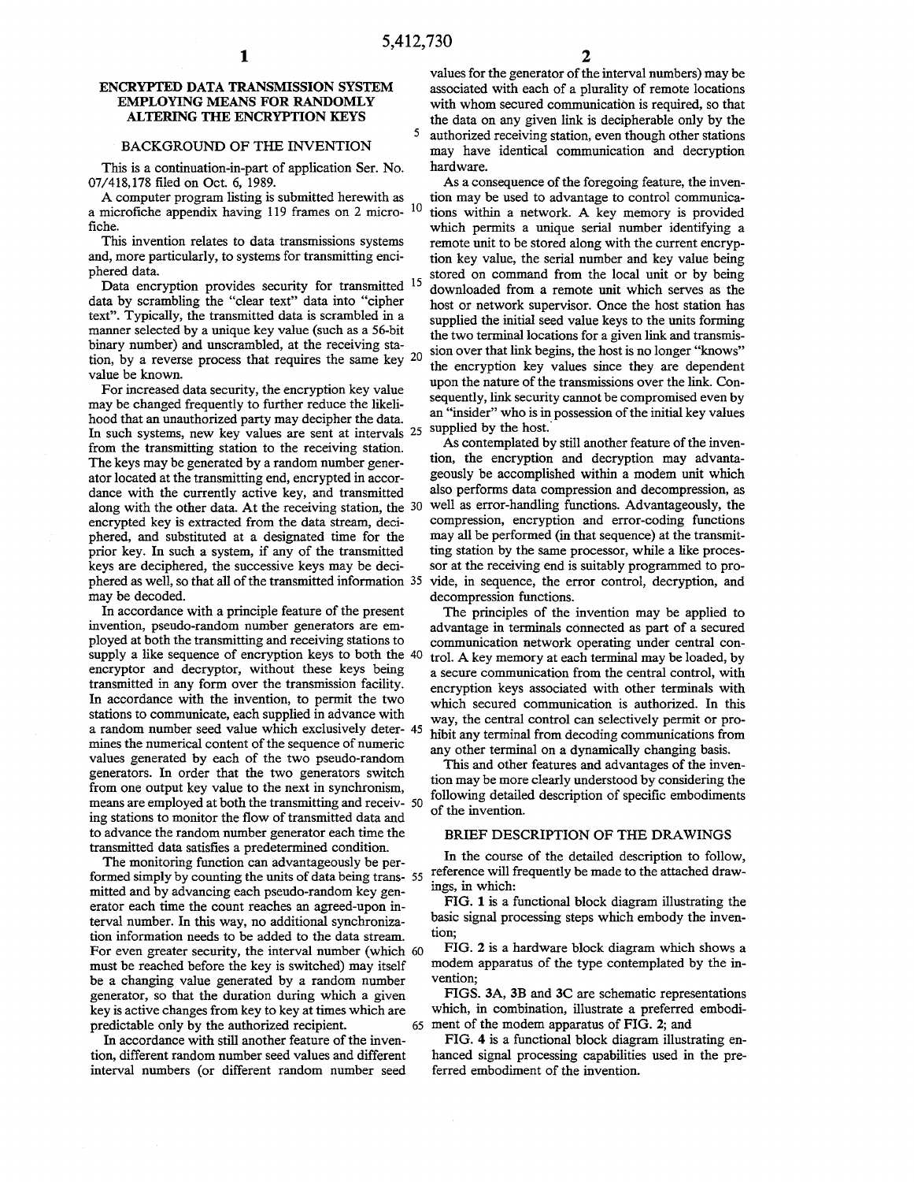# ENCRYPTED DATA TRANSMISSION SYSTEM EMPLOYING MEANS FOR RANDOMLY ALTERING THE ENCRYPTION KEYS

## BACKGROUND OF THE INVENTION

This is a continuation-in-part of application Ser. No. 07/418,178 filed on Oct. 6, 1989.

A computer program listing is submitted herewith as a microfiche appendix having 119 frames on 2 microfiche.

This invention relates to data transmissions systems and, more particularly, to systems for transmitting enciphered data.

Data encryption provides security for transmitted data by scrambling the "clear text" data into "cipher text". Typically, the transmitted data is scrambled in a manner selected by a unique key value (such as a 56-bit binary number) and unscrambled, at the receiving station, by a reverse process that requires the same key value be known.

For increased data security, the encryption key value may be changed frequently to further reduce the likelihood that an unauthorized party may decipher the data. In such systems, new key values are sent at intervals from the transmitting station to the receiving station. The keys may be generated by a random number generator located at the transmitting end, encrypted in accordance with the currently active key, and transmitted along with the other data. At the receiving station, the encrypted key is extracted from the data stream, deciphered, and substituted at a designated time for the prior key. In such a system, if any of the transmitted keys are deciphered, the successive keys may be deciphered as well, so that all of the transmitted information may be decoded.

In accordance with a principle feature of the present invention, pseudo-random number generators are employed at both the transmitting and receiving stations to supply a like sequence of encryption keys to both the encryptor and decryptor, without these keys being transmitted in any form over the transmission facility. In accordance with the invention, to permit the two stations to communicate, each supplied in advance with a random number seed value which exclusively determines the numerical content of the sequence of numeric values generated by each of the two pseudo-random generators. In order that the two generators switch from one output key value to the next in synchronism, means are employed at both the transmitting and receiving stations to monitor the flow of transmitted data and to advance the random number generator each time the transmitted data satisfies a predetermined condition.

The monitoring function can advantageously be performed simply by counting the units of data being transmitted and by advancing each pseudo-random key generator each time the count reaches an agreed-upon interval number. In this way, no additional synchronization information needs to be added to the data stream. For even greater security, the interval number (which must be reached before the key is switched) may itself be a changing value generated by a random number generator, so that the duration during which a given key is active changes from key to key at times which are predictable only by the authorized recipient.

In accordance with still another feature of the invention, different random number seed values and different interval numbers (or different random number seed values for the generator of the interval numbers) may be associated with each of a plurality of remote locations with whom secured communication is required, so that the data on any given link is decipherable only by the authorized receiving station, even though other stations may have identical communication and decryption hardware.

As a consequence of the foregoing feature, the invention may be used to advantage to control communications within a network. A key memory is provided which permits a unique serial number identifying a remote unit to be stored along with the current encryption key value, the serial number and key value being stored on command from the local unit or by being downloaded from a remote unit which serves as the host or network supervisor. Once the host station has supplied the initial seed value keys to the units forming the two terminal locations for a given link and transmission over that link begins, the host is no longer "knows" the encryption key values since they are dependent upon the nature of the transmissions over the link. Consequently, link security cannot be compromised even by an "insider" who is in possession of the initial key values supplied by the host.

As contemplated by still another feature of the invention, the encryption and decryption may advantageously be accomplished within a modem unit which also performs data compression and decompression, as well as error-handling functions. Advantageously, the compression, encryption and error-coding functions may all be performed (in that sequence) at the transmitting station by the same processor, while a like processor at the receiving end is suitably programmed to provide, in sequence, the error control, decryption, and decompression functions.

The principles of the invention may be applied to advantage in terminals connected as part of a secured communication network operating under central control. A key memory at each terminal may be loaded, by a secure communication from the central control, with encryption keys associated with other terminals with which secured communication is authorized. In this way, the central control can selectively permit or prohibit any terminal from decoding communications from any other terminal on a dynamically changing basis.

This and other features and advantages of the invention may be more clearly understood by considering the following detailed description of specific embodiments of the invention.

## BRIEF DESCRIPTION OF THE DRAWINGS

In the course of the detailed description to follow, reference will frequently be made to the attached drawings, in which:

FIG. 1 is a functional block diagram illustrating the basic signal processing steps which embody the invention;

FIG. 2 is a hardware block diagram which shows a modem apparatus of the type contemplated by the invention;

FIGS. 3A, 3B and 3C are schematic representations which, in combination, illustrate a preferred embodiment of the modem apparatus of FIG. 2; and

FIG. 4 is a functional block diagram illustrating enhanced signal processing capabilities used in the preferred embodiment of the invention.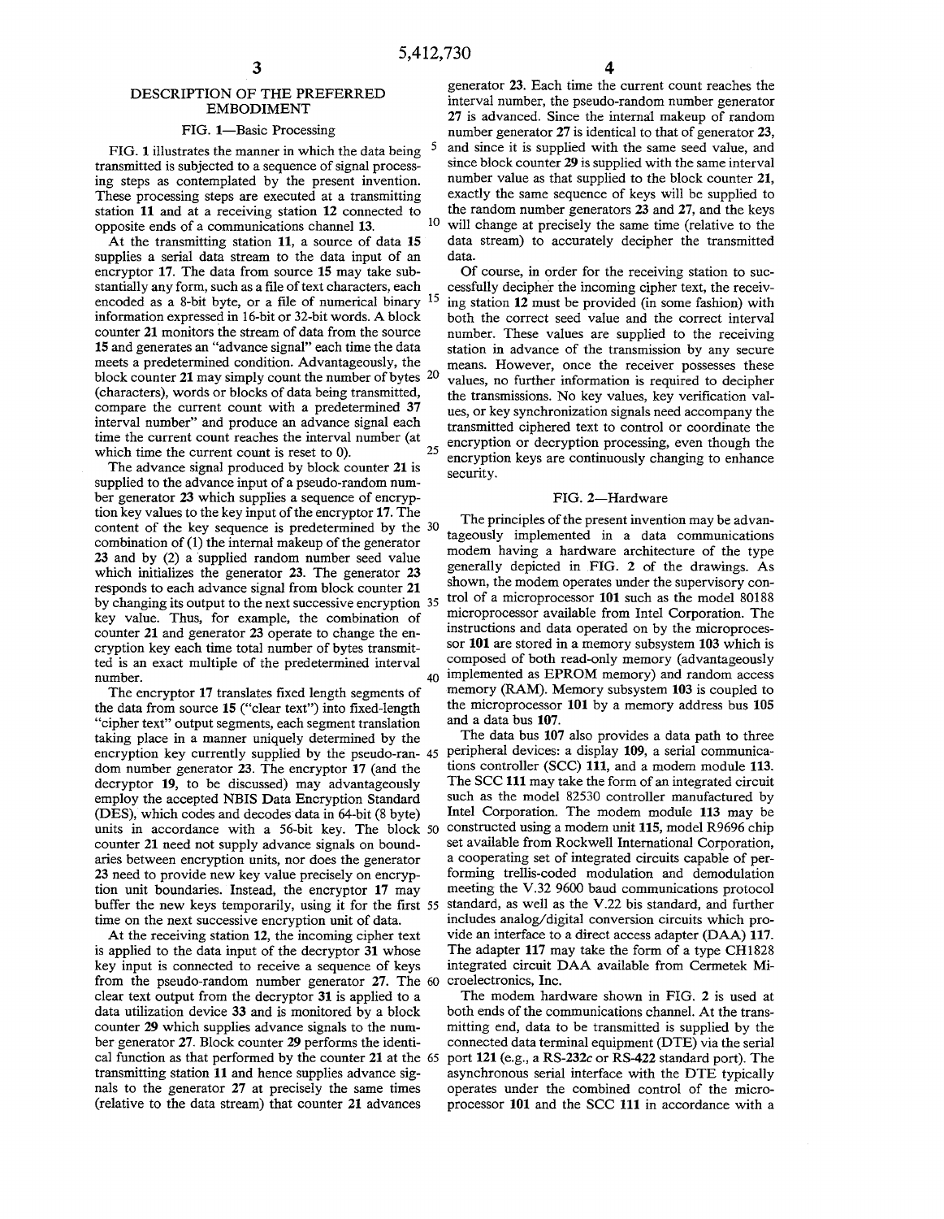## DESCRIPTION OF THE PREFERRED EMBODIMENT

### FIG. 1—Basic Processing

FIG. 1 illustrates the manner in which the data being transmitted is subjected to a sequence of signal processing steps as contemplated by the present invention. These processing steps are executed at a transmitting station 11 and at a receiving station 12 connected to opposite ends of a communications channel 13.

At the transmitting station 11, a source of data 15 supplies a serial data stream to the data input of an encryptor 17. The data from source 15 may take substantially any form, such as a file of text characters, each encoded as a 8-bit byte, or a file of numerical binary information expressed in 16-bit or 32-bit words. A block counter 21 monitors the stream of data from the source 15 and generates an "advance signal" each time the data meets a predetermined condition. Advantageously, the block counter 21 may simply count the number of bytes (characters), words or blocks of data being transmitted, compare the current count with a predetermined 37 interval number" and produce an advance signal each time the current count reaches the interval number (at which time the current count is reset to 0).

The advance signal produced by block counter 21 is supplied to the advance input of a pseudo-random number generator 23 which supplies a sequence of encryption key values to the key input of the encryptor 17. The content of the key sequence is predetermined by the combination of (1) the internal makeup of the generator 23 and by (2) a supplied random number seed value which initializes the generator 23. The generator 23 responds to each advance signal from block counter 21 by changing its output to the next successive encryption key value. Thus, for example, the combination of counter 21 and generator 23 operate to change the encryption key each time total number of bytes transmitted is an exact multiple of the predetermined interval number.

The encryptor 17 translates fixed length segments of the data from source 15 ("clear text") into fixed-length "cipher text" output segments, each segment translation taking place in a manner uniquely determined by the encryption key currently supplied by the pseudo-random number generator 23. The encryptor 17 (and the decryptor 19, to be discussed) may advantageously employ the accepted NBIS Data Encryption Standard (DES), which codes and decodes data in 64-bit (8 byte) units in accordance with a 56-bit key. The block counter 21 need not supply advance signals on boundaries between encryption units, nor does the generator 23 need to provide new key value precisely on encryption unit boundaries. Instead, the encryptor 17 may buffer the new keys temporarily, using it for the first time on the next successive encryption unit of data.

At the receiving station 12, the incoming cipher text is applied to the data input of the decryptor 31 whose key input is connected to receive a sequence of keys from the pseudo-random number generator 27. The clear text output from the decryptor 31 is applied to a data utilization device 33 and is monitored by a block counter 29 which supplies advance signals to the number generator 27. Block counter 29 performs the identical function as that performed by the counter 21 at the transmitting station 11 and hence supplies advance signals to the generator 27 at precisely the same times (relative to the data stream) that counter 21 advances generator 23. Each time the current count reaches the interval number, the pseudo-random number generator 27 is advanced. Since the internal makeup of random number generator 27 is identical to that of generator 23, and since it is supplied with the same seed value, and since block counter 29 is supplied with the same interval number value as that supplied to the block counter 21, exactly the same sequence of keys will be supplied to the random number generators 23 and 27, and the keys will change at precisely the same time (relative to the data stream) to accurately decipher the transmitted data.

Of course, in order for the receiving station to successfully decipher the incoming cipher text, the receiving station 12 must be provided (in some fashion) with both the correct seed value and the correct interval number. These values are supplied to the receiving station in advance of the transmission by any secure means. However, once the receiver possesses these values, no further information is required to decipher the transmissions. No key values, key verification values, or key synchronization signals need accompany the transmitted ciphered text to control or coordinate the encryption or decryption processing, even though the encryption keys are continuously changing to enhance security.

### FIG. 2—Hardware

The principles of the present invention may be advantageously implemented in a data communications modem having a hardware architecture of the type generally depicted in FIG. 2 of the drawings. As shown, the modem operates under the supervisory control of a microprocessor 101 such as the model 80188 microprocessor available from Intel Corporation. The instructions and data operated on by the microprocessor 101 are stored in a memory subsystem 103 which is composed of both read-only memory (advantageously implemented as EPROM memory) and random access memory (RAM). Memory subsystem 103 is coupled to the microprocessor 101 by a memory address bus 105 and a data bus 107.

The data bus 107 also provides a data path to three peripheral devices: a display 109, a serial communications controller (SCC) 111, and a modem module 113. The SCC 111 may take the form of an integrated circuit such as the model 82530 controller manufactured by Intel Corporation. The modem module 113 may be constructed using a modem unit 115, model R9696 chip set available from Rockwell International Corporation, a cooperating set of integrated circuits capable of performing trellis-coded modulation and demodulation meeting the V.32 9600 baud communications protocol standard, as well as the V.22 bis standard, and further includes analog/digital conversion circuits which provide an interface to a direct access adapter (DAA) 117. The adapter 117 may take the form of a type CH1828 integrated circuit DAA available from Cermetek Microelectronics, Inc.

The modem hardware shown in FIG. 2 is used at both ends of the communications channel. At the transmitting end, data to be transmitted is supplied by the connected data terminal equipment (DTE) via the serial port 121 (e.g., a RS-232c or RS-422 standard port). The asynchronous serial interface with the DTE typically operates under the combined control of the microprocessor 101 and the SCC 111 in accordance with a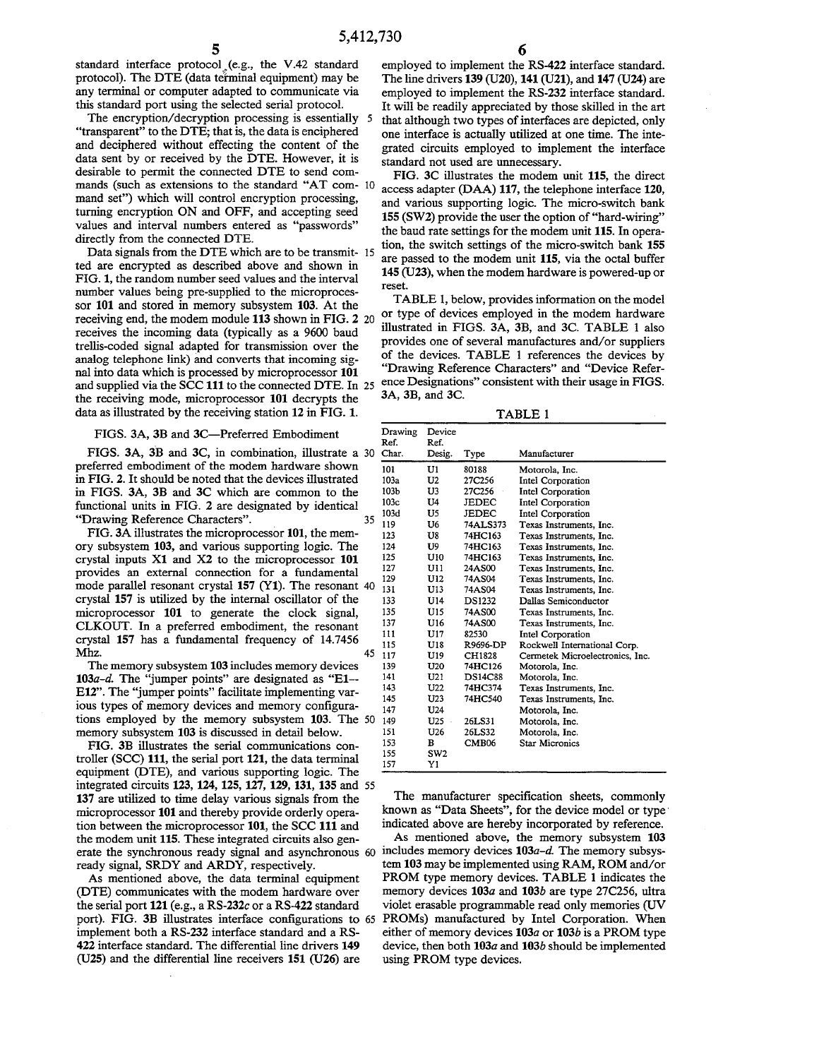standard interface protocol (e.g., the V.42 standard protocol). The DTE (data terminal equipment) may be any terminal or computer adapted to communicate via this standard port using the selected serial protocol.

The encryption/decryption processing is essentially "transparent" to the DTE; that is, the data is enciphered and deciphered without effecting the content of the data sent by or received by the DTE. However, it is desirable to permit the connected DTE to send commands (such as extensions to the standard "AT command set") which will control encryption processing, turning encryption ON and OFF, and accepting seed values and interval numbers entered as "passwords" directly from the connected DTE.

Data signals from the DTE which are to be transmitted are encrypted as described above and shown in FIG. 1, the random number seed values and the interval number values being pre-supplied to the microprocessor **101** and stored in memory subsystem **103**. At the receiving end, the modem module **113** shown in FIG. **2** receives the incoming data (typically as a 9600 baud trellis-coded signal adapted for transmission over the analog telephone link) and converts that incoming signal into data which is processed by microprocessor **101** and supplied via the SCC **111** to the connected DTE. In the receiving mode, microprocessor **101** decrypts the data as illustrated by the receiving station **12** in FIG. 1.

## FIGS. 3A, 3B and 3C—Preferred Embodiment

FIGS. 3A, 3B and 3C, in combination, illustrate a preferred embodiment of the modem hardware shown in FIG. 2. It should be noted that the devices illustrated in FIGS. 3A, 3B and 3C which are common to the functional units in FIG. 2 are designated by identical "Drawing Reference Characters".

FIG. 3A illustrates the microprocessor **101**, the memory subsystem **103**, and various supporting logic. The crystal inputs X1 and X2 to the microprocessor **101** provides an external connection for a fundamental mode parallel resonant crystal **157** (Y1). The resonant crystal **157** is utilized by the internal oscillator of the microprocessor **101** to generate the clock signal, CLKOUT. In a preferred embodiment, the resonant crystal **157** has a fundamental frequency of 14.7456 Mhz.

The memory subsystem **103** includes memory devices **103***a-d*. The "jumper points" are designated as "E1--E12". The "jumper points" facilitate implementing various types of memory devices and memory configurations employed by the memory subsystem **103**. The memory subsystem **103** is discussed in detail below.

FIG. 3B illustrates the serial communications controller (SCC) **111**, the serial port **121**, the data terminal equipment (DTE), and various supporting logic. The integrated circuits **123**, **124**, **125**, **127**, **129**, **131**, **135** and **137** are utilized to time delay various signals from the microprocessor **101** and thereby provide orderly operation between the microprocessor **101**, the SCC **111** and the modem unit **115**. These integrated circuits also generate the synchronous ready signal and asynchronous ready signal, SRDY and ARDY, respectively.

As mentioned above, the data terminal equipment (DTE) communicates with the modem hardware over the serial port **121** (e.g., a RS-232c or a RS-422 standard port). FIG. 3B illustrates interface configurations to implement both a RS-232 interface standard and a RS-422 interface standard. The differential line drivers **149** (U25) and the differential line receivers **151** (U26) are employed to implement the RS-422 interface standard. The line drivers **139** (U20), **141** (U21), and **147** (U24) are employed to implement the RS-232 interface standard. It will be readily appreciated by those skilled in the art that although two types of interfaces are depicted, only one interface is actually utilized at one time. The integrated circuits employed to implement the interface standard not used are unnecessary.

FIG. 3C illustrates the modem unit **115**, the direct access adapter (DAA) **117**, the telephone interface **120**, and various supporting logic. The micro-switch bank **155** (SW2) provide the user the option of "hard-wiring" the baud rate settings for the modem unit **115**. In operation, the switch settings of the micro-switch bank **155** are passed to the modem unit **115**, via the octal buffer **145** (U23), when the modem hardware is powered-up or reset.

TABLE 1, below, provides information on the model or type of devices employed in the modem hardware illustrated in FIGS. 3A, 3B, and 3C. TABLE 1 also provides one of several manufactures and/or suppliers of the devices. TABLE 1 references the devices by "Drawing Reference Characters" and "Device Reference Designations" consistent with their usage in FIGS. 3A, 3B, and 3C.

TABLE 1

| Drawing Ref. Char. | Device Ref. Desig. | Type | Manufacturer |
|---|---|---|---|
| 101 | U1 | 80188 | Motorola, Inc. |
| 103a | U2 | 27C256 | Intel Corporation |
| 103b | U3 | 27C256 | Intel Corporation |
| 103c | U4 | JEDEC | Intel Corporation |
| 103d | U5 | JEDEC | Intel Corporation |
| 119 | U6 | 74ALS373 | Texas Instruments, Inc. |
| 123 | U8 | 74HC163 | Texas Instruments, Inc. |
| 124 | U9 | 74HC163 | Texas Instruments, Inc. |
| 125 | U10 | 74HC163 | Texas Instruments, Inc. |
| 127 | U11 | 24AS00 | Texas Instruments, Inc. |
| 129 | U12 | 74AS04 | Texas Instruments, Inc. |
| 131 | U13 | 74AS04 | Texas Instruments, Inc. |
| 133 | U14 | DS1232 | Dallas Semiconductor |
| 135 | U15 | 74AS00 | Texas Instruments, Inc. |
| 137 | U16 | 74AS00 | Texas Instruments, Inc. |
| 111 | U17 | 82530 | Intel Corporation |
| 115 | U18 | R9696-DP | Rockwell International Corp. |
| 117 | U19 | CH1828 | Cermetek Microelectronics, Inc. |
| 139 | U20 | 74HC126 | Motorola, Inc. |
| 141 | U21 | DS14C88 | Motorola, Inc. |
| 143 | U22 | 74HC374 | Texas Instruments, Inc. |
| 145 | U23 | 74HC540 | Texas Instruments, Inc. |
| 147 | U24 | | Motorola, Inc. |
| 149 | U25 | 26LS31 | Motorola, Inc. |
| 151 | U26 | 26LS32 | Motorola, Inc. |
| 153 | B | CMB06 | Star Micronics |
| 155 | SW2 | | |
| 157 | Y1 | | |

The manufacturer specification sheets, commonly known as "Data Sheets", for the device model or type indicated above are hereby incorporated by reference.

As mentioned above, the memory subsystem **103** includes memory devices **103***a-d*. The memory subsystem **103** may be implemented using RAM, ROM and/or PROM type memory devices. TABLE 1 indicates the memory devices **103***a* and **103***b* are type 27C256, ultra violet erasable programmable read only memories (UV PROMs) manufactured by Intel Corporation. When either of memory devices **103***a* or **103***b* is a PROM type device, then both **103***a* and **103***b* should be implemented using PROM type devices.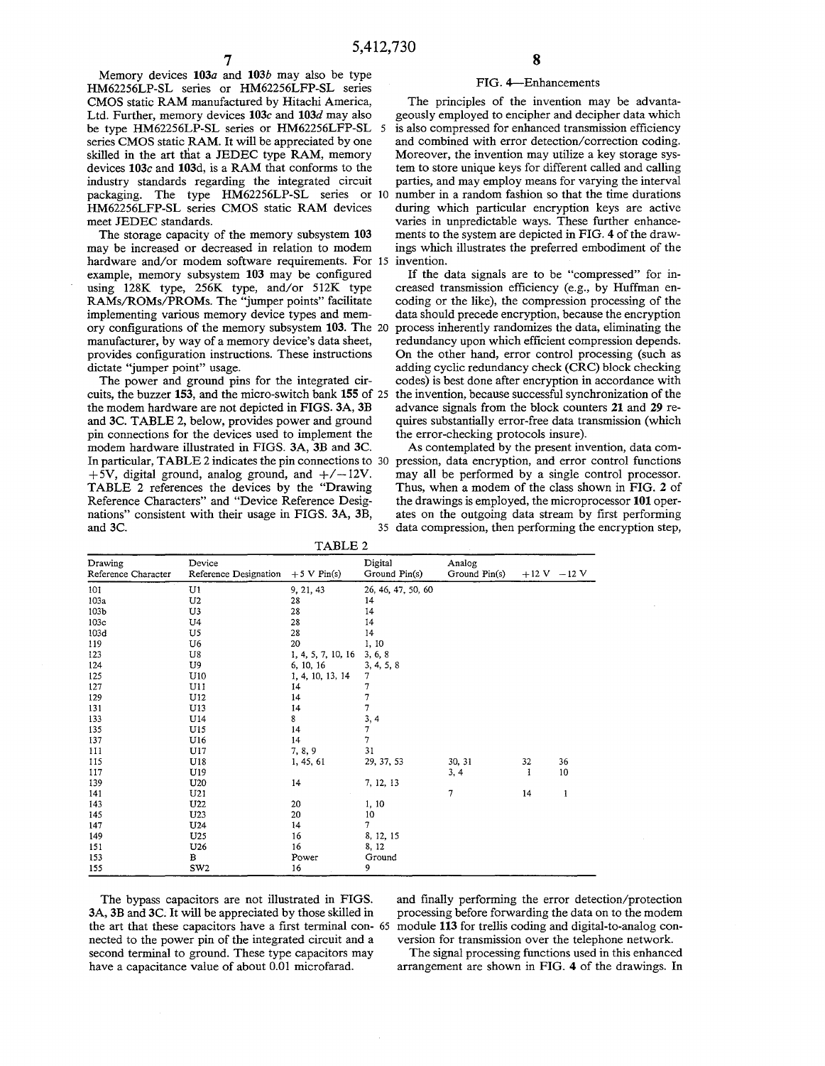Memory devices **103**a and **103**b may also be type HM62256LP-SL series or HM62256LFP-SL series CMOS static RAM manufactured by Hitachi America, Ltd. Further, memory devices **103**c and **103**d may also be type HM62256LP-SL series or HM62256LFP-SL series CMOS static RAM. It will be appreciated by one skilled in the art that a JEDEC type RAM, memory devices **103**c and **103**d, is a RAM that conforms to the industry standards regarding the integrated circuit packaging. The type HM62256LP-SL series or HM62256LFP-SL series CMOS static RAM devices meet JEDEC standards.

The storage capacity of the memory subsystem **103** may be increased or decreased in relation to modem hardware and/or modem software requirements. For example, memory subsystem **103** may be configured using 128K type, 256K type, and/or 512K type RAMs/ROMs/PROMs. The "jumper points" facilitate implementing various memory device types and memory configurations of the memory subsystem **103**. The manufacturer, by way of a memory device's data sheet, provides configuration instructions. These instructions dictate "jumper point" usage.

The power and ground pins for the integrated circuits, the buzzer **153**, and the micro-switch bank **155** of the modem hardware are not depicted in FIGS. **3**A, **3**B and **3**C. TABLE 2, below, provides power and ground pin connections for the devices used to implement the modem hardware illustrated in FIGS. **3**A, **3**B and **3**C. In particular, TABLE 2 indicates the pin connections to +5V, digital ground, analog ground, and +/−12V. TABLE 2 references the devices by the "Drawing Reference Characters" and "Device Reference Designations" consistent with their usage in FIGS. **3**A, **3**B, and **3**C.

TABLE 2

| Drawing Reference Character | Device Reference Designation | +5 V Pin(s) | Digital Ground Pin(s) | Analog Ground Pin(s) | +12 V | −12 V |
|---|---|---|---|---|---|---|
| 101 | U1 | 9, 21, 43 | 26, 46, 47, 50, 60 | | | |
| 103a | U2 | 28 | 14 | | | |
| 103b | U3 | 28 | 14 | | | |
| 103c | U4 | 28 | 14 | | | |
| 103d | U5 | 28 | 14 | | | |
| 119 | U6 | 20 | 1, 10 | | | |
| 123 | U8 | 1, 4, 5, 7, 10, 16 | 3, 6, 8 | | | |
| 124 | U9 | 6, 10, 16 | 3, 4, 5, 8 | | | |
| 125 | U10 | 1, 4, 10, 13, 14 | 7 | | | |
| 127 | U11 | 14 | 7 | | | |
| 129 | U12 | 14 | 7 | | | |
| 131 | U13 | 14 | 7 | | | |
| 133 | U14 | 8 | 3, 4 | | | |
| 135 | U15 | 14 | 7 | | | |
| 137 | U16 | 14 | 7 | | | |
| 111 | U17 | 7, 8, 9 | 31 | | | |
| 115 | U18 | 1, 45, 61 | 29, 37, 53 | 30, 31 | 32 | 36 |
| 117 | U19 | | | 3, 4 | 1 | 10 |
| 139 | U20 | 14 | 7, 12, 13 | | | |
| 141 | U21 | | | 7 | 14 | 1 |
| 143 | U22 | 20 | 1, 10 | | | |
| 145 | U23 | 20 | 10 | | | |
| 147 | U24 | 14 | 7 | | | |
| 149 | U25 | 16 | 8, 12, 15 | | | |
| 151 | U26 | 16 | 8, 12 | | | |
| 153 | B | Power | Ground | | | |
| 155 | SW2 | 16 | 9 | | | |

The bypass capacitors are not illustrated in FIGS. **3**A, **3**B and **3**C. It will be appreciated by those skilled in the art that these capacitors have a first terminal connected to the power pin of the integrated circuit and a second terminal to ground. These type capacitors may have a capacitance value of about 0.01 microfarad.

## FIG. 4—Enhancements

The principles of the invention may be advantageously employed to encipher and decipher data which is also compressed for enhanced transmission efficiency and combined with error detection/correction coding. Moreover, the invention may utilize a key storage system to store unique keys for different called and calling parties, and may employ means for varying the interval number in a random fashion so that the time durations during which particular encryption keys are active varies in unpredictable ways. These further enhancements to the system are depicted in FIG. **4** of the drawings which illustrates the preferred embodiment of the invention.

If the data signals are to be "compressed" for increased transmission efficiency (e.g., by Huffman encoding or the like), the compression processing of the data should precede encryption, because the encryption process inherently randomizes the data, eliminating the redundancy upon which efficient compression depends. On the other hand, error control processing (such as adding cyclic redundancy check (CRC) block checking codes) is best done after encryption in accordance with the invention, because successful synchronization of the advance signals from the block counters **21** and **29** requires substantially error-free data transmission (which the error-checking protocols insure).

As contemplated by the present invention, data compression, data encryption, and error control functions may all be performed by a single control processor. Thus, when a modem of the class shown in FIG. **2** of the drawings is employed, the microprocessor **101** operates on the outgoing data stream by first performing data compression, then performing the encryption step, and finally performing the error detection/protection processing before forwarding the data on to the modem module **113** for trellis coding and digital-to-analog conversion for transmission over the telephone network.

The signal processing functions used in this enhanced arrangement are shown in FIG. **4** of the drawings. In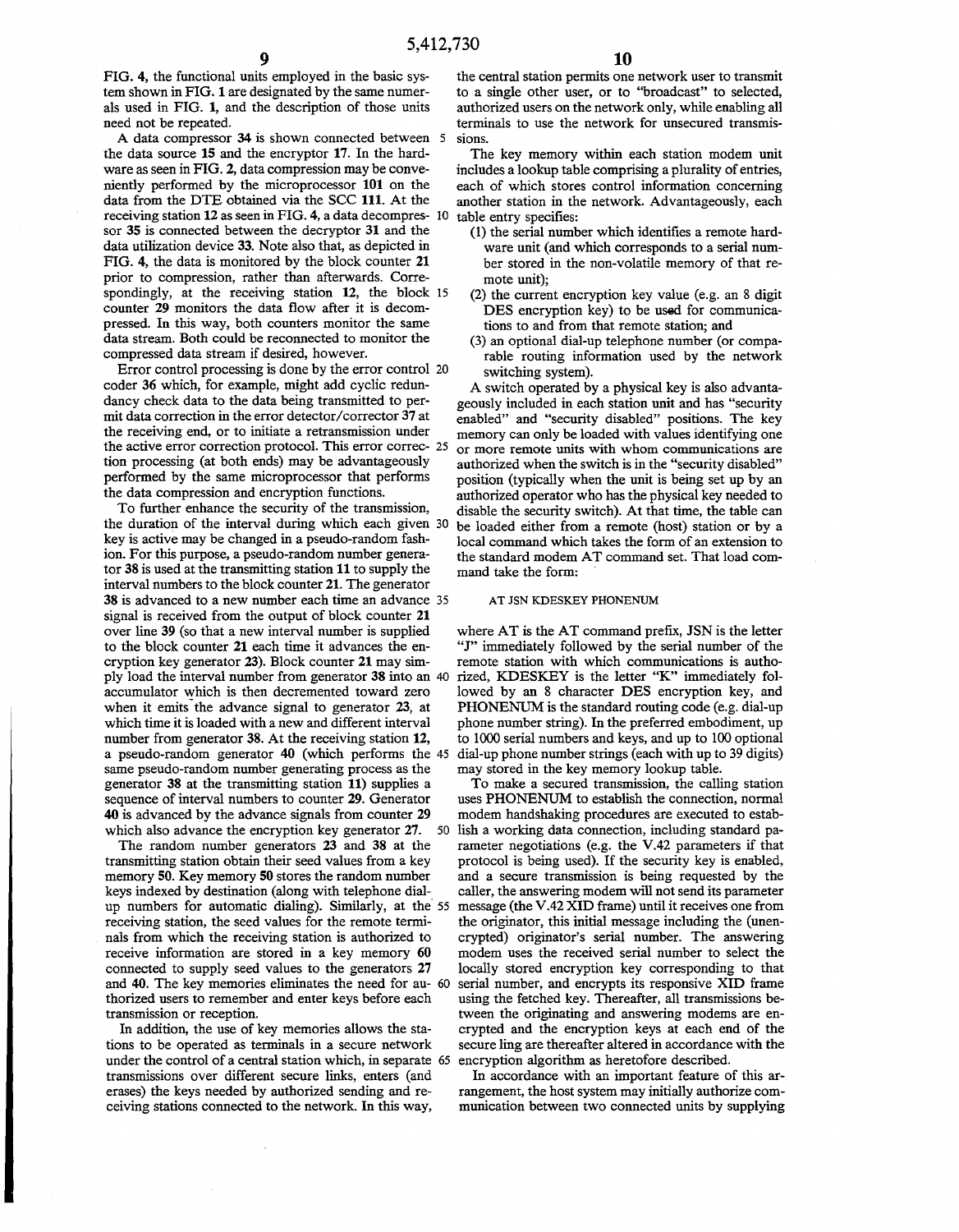FIG. 4, the functional units employed in the basic system shown in FIG. 1 are designated by the same numerals used in FIG. 1, and the description of those units need not be repeated.

A data compressor **34** is shown connected between the data source **15** and the encryptor **17**. In the hardware as seen in FIG. 2, data compression may be conveniently performed by the microprocessor **101** on the data from the DTE obtained via the SCC **111**. At the receiving station **12** as seen in FIG. 4, a data decompressor **35** is connected between the decryptor **31** and the data utilization device **33**. Note also that, as depicted in FIG. 4, the data is monitored by the block counter **21** prior to compression, rather than afterwards. Correspondingly, at the receiving station **12**, the block counter **29** monitors the data flow after it is decompressed. In this way, both counters monitor the same data stream. Both could be reconnected to monitor the compressed data stream if desired, however.

Error control processing is done by the error control coder **36** which, for example, might add cyclic redundancy check data to the data being transmitted to permit data correction in the error detector/corrector **37** at the receiving end, or to initiate a retransmission under the active error correction protocol. This error correction processing (at both ends) may be advantageously performed by the same microprocessor that performs the data compression and encryption functions.

To further enhance the security of the transmission, the duration of the interval during which each given key is active may be changed in a pseudo-random fashion. For this purpose, a pseudo-random number generator **38** is used at the transmitting station **11** to supply the interval numbers to the block counter **21**. The generator **38** is advanced to a new number each time an advance signal is received from the output of block counter **21** over line **39** (so that a new interval number is supplied to the block counter **21** each time it advances the encryption key generator **23**). Block counter **21** may simply load the interval number from generator **38** into an accumulator which is then decremented toward zero when it emits the advance signal to generator **23**, at which time it is loaded with a new and different interval number from generator **38**. At the receiving station **12**, a pseudo-random generator **40** (which performs the same pseudo-random number generating process as the generator **38** at the transmitting station **11**) supplies a sequence of interval numbers to counter **29**. Generator **40** is advanced by the advance signals from counter **29** which also advance the encryption key generator **27**.

The random number generators **23** and **38** at the transmitting station obtain their seed values from a key memory **50**. Key memory **50** stores the random number keys indexed by destination (along with telephone dial-up numbers for automatic dialing). Similarly, at the receiving station, the seed values for the remote terminals from which the receiving station is authorized to receive information are stored in a key memory **60** connected to supply seed values to the generators **27** and **40**. The key memories eliminates the need for authorized users to remember and enter keys before each transmission or reception.

In addition, the use of key memories allows the stations to be operated as terminals in a secure network under the control of a central station which, in separate transmissions over different secure links, enters (and erases) the keys needed by authorized sending and receiving stations connected to the network. In this way, the central station permits one network user to transmit to a single other user, or to "broadcast" to selected, authorized users on the network only, while enabling all terminals to use the network for unsecured transmissions.

The key memory within each station modem unit includes a lookup table comprising a plurality of entries, each of which stores control information concerning another station in the network. Advantageously, each table entry specifies:

(1) the serial number which identifies a remote hardware unit (and which corresponds to a serial number stored in the non-volatile memory of that remote unit);
(2) the current encryption key value (e.g. an 8 digit DES encryption key) to be used for communications to and from that remote station; and
(3) an optional dial-up telephone number (or comparable routing information used by the network switching system).

A switch operated by a physical key is also advantageously included in each station unit and has "security enabled" and "security disabled" positions. The key memory can only be loaded with values identifying one or more remote units with whom communications are authorized when the switch is in the "security disabled" position (typically when the unit is being set up by an authorized operator who has the physical key needed to disable the security switch). At that time, the table can be loaded either from a remote (host) station or by a local command which takes the form of an extension to the standard modem AT command set. That load command take the form:

```
AT JSN KDESKEY PHONENUM
```

where AT is the AT command prefix, JSN is the letter "J" immediately followed by the serial number of the remote station with which communications is authorized, KDESKEY is the letter "K" immediately followed by an 8 character DES encryption key, and PHONENUM is the standard routing code (e.g. dial-up phone number string). In the preferred embodiment, up to 1000 serial numbers and keys, and up to 100 optional dial-up phone number strings (each with up to 39 digits) may stored in the key memory lookup table.

To make a secured transmission, the calling station uses PHONENUM to establish the connection, normal modem handshaking procedures are executed to establish a working data connection, including standard parameter negotiations (e.g. the V.42 parameters if that protocol is being used). If the security key is enabled, and a secure transmission is being requested by the caller, the answering modem will not send its parameter message (the V.42 XID frame) until it receives one from the originator, this initial message including the (unencrypted) originator's serial number. The answering modem uses the received serial number to select the locally stored encryption key corresponding to that serial number, and encrypts its responsive XID frame using the fetched key. Thereafter, all transmissions between the originating and answering modems are encrypted and the encryption keys at each end of the secure ling are thereafter altered in accordance with the encryption algorithm as heretofore described.

In accordance with an important feature of this arrangement, the host system may initially authorize communication between two connected units by supplying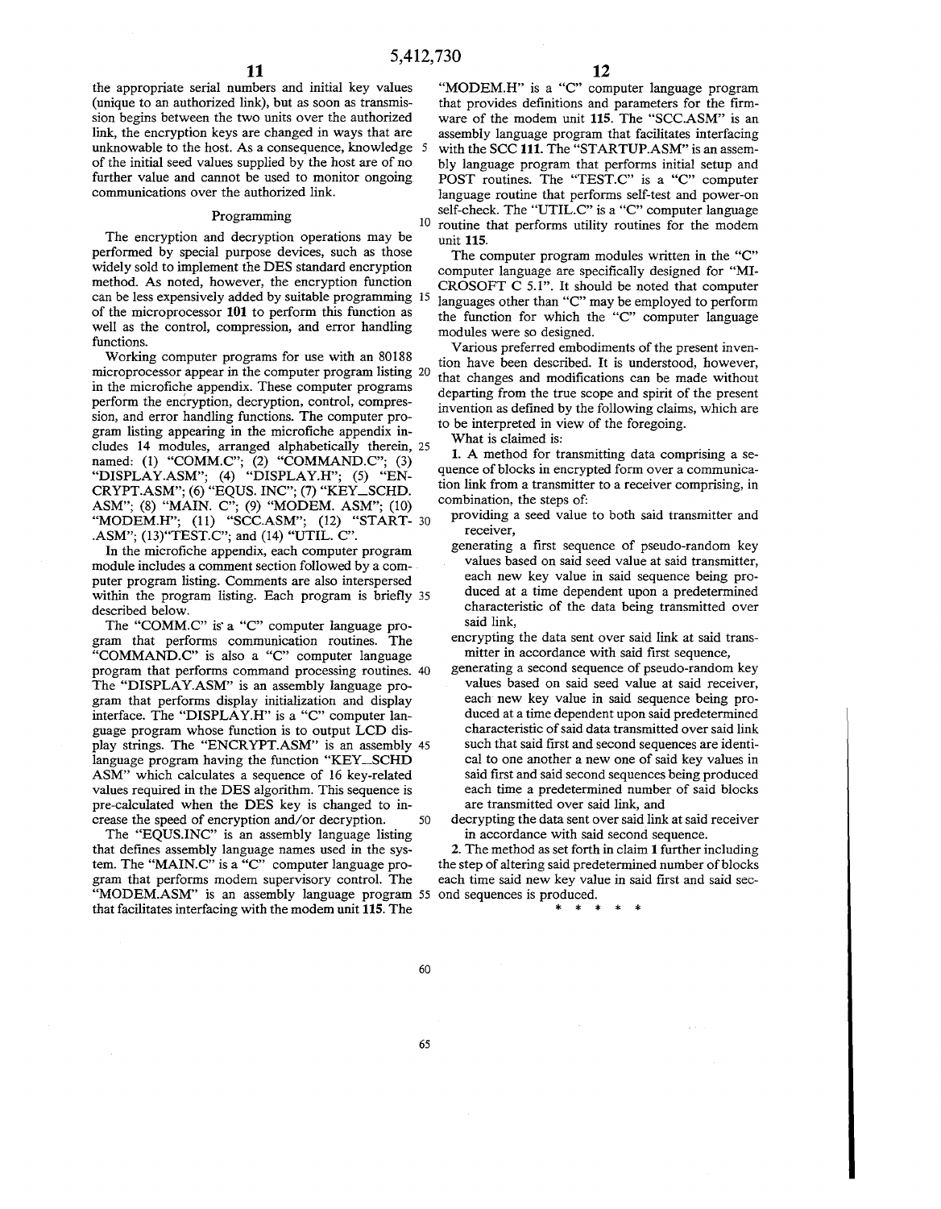the appropriate serial numbers and initial key values (unique to an authorized link), but as soon as transmission begins between the two units over the authorized link, the encryption keys are changed in ways that are unknowable to the host. As a consequence, knowledge of the initial seed values supplied by the host are of no further value and cannot be used to monitor ongoing communications over the authorized link.

## Programming

The encryption and decryption operations may be performed by special purpose devices, such as those widely sold to implement the DES standard encryption method. As noted, however, the encryption function can be less expensively added by suitable programming of the microprocessor **101** to perform this function as well as the control, compression, and error handling functions.

Working computer programs for use with an 80188 microprocessor appear in the computer program listing in the microfiche appendix. These computer programs perform the encryption, decryption, control, compression, and error handling functions. The computer program listing appearing in the microfiche appendix includes 14 modules, arranged alphabetically therein, named: (1) "COMM.C"; (2) "COMMAND.C"; (3) "DISPLAY.ASM"; (4) "DISPLAY.H"; (5) "ENCRYPT.ASM"; (6) "EQUS. INC"; (7) "KEY_SCHD. ASM"; (8) "MAIN. C"; (9) "MODEM. ASM"; (10) "MODEM.H"; (11) "SCC.ASM"; (12) "START-.ASM"; (13)"TEST.C"; and (14) "UTIL. C".

In the microfiche appendix, each computer program module includes a comment section followed by a computer program listing. Comments are also interspersed within the program listing. Each program is briefly described below.

The "COMM.C" is a "C" computer language program that performs communication routines. The "COMMAND.C" is also a "C" computer language program that performs command processing routines. The "DISPLAY.ASM" is an assembly language program that performs display initialization and display interface. The "DISPLAY.H" is a "C" computer language program whose function is to output LCD display strings. The "ENCRYPT.ASM" is an assembly language program having the function "KEY_SCHD ASM" which calculates a sequence of 16 key-related values required in the DES algorithm. This sequence is pre-calculated when the DES key is changed to increase the speed of encryption and/or decryption.

The "EQUS.INC" is an assembly language listing that defines assembly language names used in the system. The "MAIN.C" is a "C" computer language program that performs modem supervisory control. The "MODEM.ASM" is an assembly language program that facilitates interfacing with the modem unit **115**. The "MODEM.H" is a "C" computer language program that provides definitions and parameters for the firmware of the modem unit **115**. The "SCC.ASM" is an assembly language program that facilitates interfacing with the SCC **111**. The "STARTUP.ASM" is an assembly language program that performs initial setup and POST routines. The "TEST.C" is a "C" computer language routine that performs self-test and power-on self-check. The "UTIL.C" is a "C" computer language routine that performs utility routines for the modem unit **115**.

The computer program modules written in the "C" computer language are specifically designed for "MICROSOFT C 5.1". It should be noted that computer languages other than "C" may be employed to perform the function for which the "C" computer language modules were so designed.

Various preferred embodiments of the present invention have been described. It is understood, however, that changes and modifications can be made without departing from the true scope and spirit of the present invention as defined by the following claims, which are to be interpreted in view of the foregoing.

What is claimed is:

**1**. A method for transmitting data comprising a sequence of blocks in encrypted form over a communication link from a transmitter to a receiver comprising, in combination, the steps of:

providing a seed value to both said transmitter and receiver,

generating a first sequence of pseudo-random key values based on said seed value at said transmitter, each new key value in said sequence being produced at a time dependent upon a predetermined characteristic of the data being transmitted over said link,

encrypting the data sent over said link at said transmitter in accordance with said first sequence,

generating a second sequence of pseudo-random key values based on said seed value at said receiver, each new key value in said sequence being produced at a time dependent upon said predetermined characteristic of said data transmitted over said link such that said first and second sequences are identical to one another a new one of said key values in said first and said second sequences being produced each time a predetermined number of said blocks are transmitted over said link, and

decrypting the data sent over said link at said receiver in accordance with said second sequence.

**2**. The method as set forth in claim **1** further including the step of altering said predetermined number of blocks each time said new key value in said first and said second sequences is produced.

* * * * *